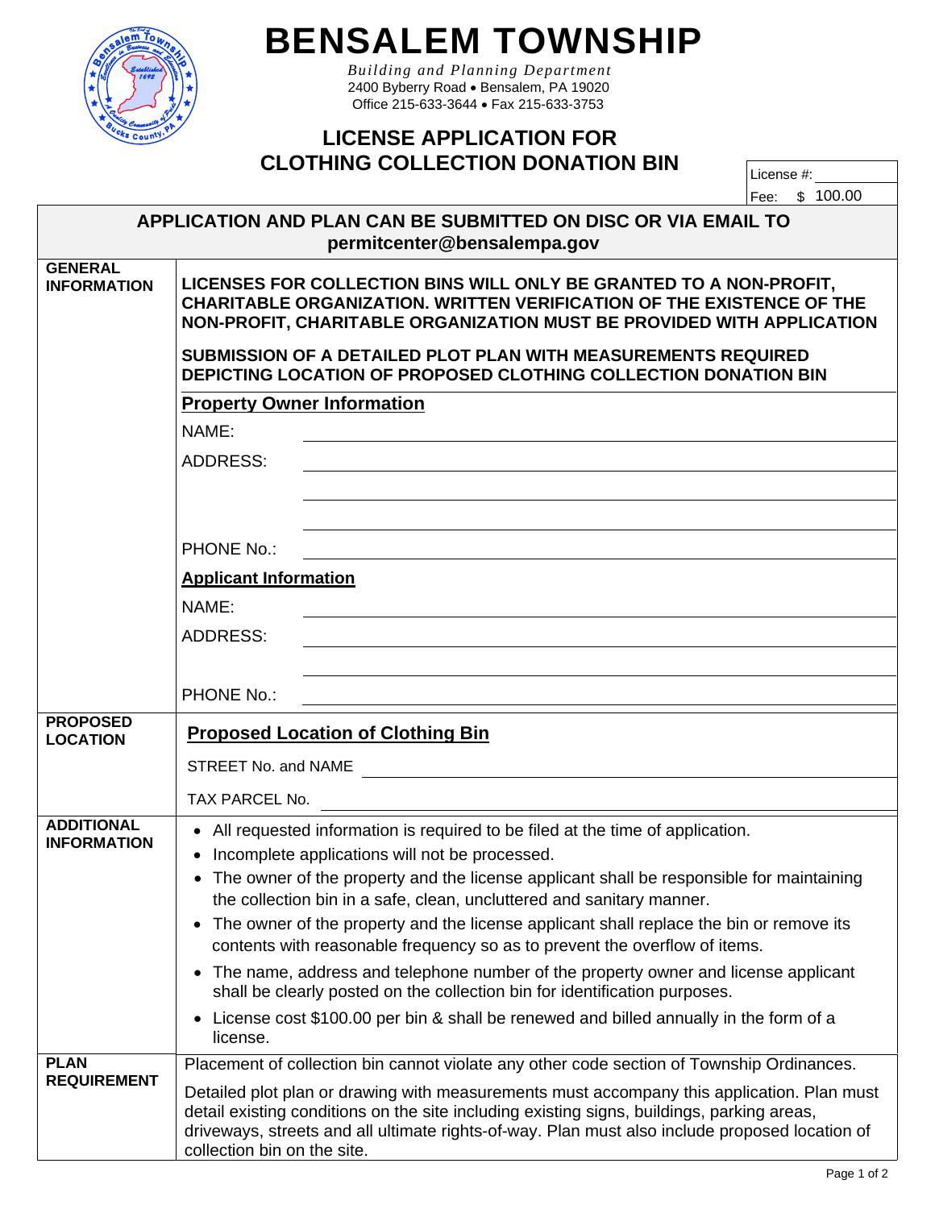# BENSALEM TOWNSHIP

*Building and Planning Department*
2400 Byberry Road • Bensalem, PA 19020
Office 215-633-3644 • Fax 215-633-3753

## LICENSE APPLICATION FOR CLOTHING COLLECTION DONATION BIN

License #: \_\_\_\_\_\_\_\_\_\_
Fee: $ 100.00

**APPLICATION AND PLAN CAN BE SUBMITTED ON DISC OR VIA EMAIL TO permitcenter@bensalempa.gov**

### GENERAL INFORMATION

**LICENSES FOR COLLECTION BINS WILL ONLY BE GRANTED TO A NON-PROFIT, CHARITABLE ORGANIZATION. WRITTEN VERIFICATION OF THE EXISTENCE OF THE NON-PROFIT, CHARITABLE ORGANIZATION MUST BE PROVIDED WITH APPLICATION**

**SUBMISSION OF A DETAILED PLOT PLAN WITH MEASUREMENTS REQUIRED DEPICTING LOCATION OF PROPOSED CLOTHING COLLECTION DONATION BIN**

**Property Owner Information**

NAME: \_\_\_\_\_\_\_\_\_\_\_\_\_\_\_\_\_\_\_\_\_\_\_\_\_\_\_\_\_\_

ADDRESS: \_\_\_\_\_\_\_\_\_\_\_\_\_\_\_\_\_\_\_\_\_\_\_\_\_\_\_\_\_\_

\_\_\_\_\_\_\_\_\_\_\_\_\_\_\_\_\_\_\_\_\_\_\_\_\_\_\_\_\_\_

\_\_\_\_\_\_\_\_\_\_\_\_\_\_\_\_\_\_\_\_\_\_\_\_\_\_\_\_\_\_

PHONE No.: \_\_\_\_\_\_\_\_\_\_\_\_\_\_\_\_\_\_\_\_\_\_\_\_\_\_\_\_\_\_

**Applicant Information**

NAME: \_\_\_\_\_\_\_\_\_\_\_\_\_\_\_\_\_\_\_\_\_\_\_\_\_\_\_\_\_\_

ADDRESS: \_\_\_\_\_\_\_\_\_\_\_\_\_\_\_\_\_\_\_\_\_\_\_\_\_\_\_\_\_\_

\_\_\_\_\_\_\_\_\_\_\_\_\_\_\_\_\_\_\_\_\_\_\_\_\_\_\_\_\_\_

PHONE No.: \_\_\_\_\_\_\_\_\_\_\_\_\_\_\_\_\_\_\_\_\_\_\_\_\_\_\_\_\_\_

### PROPOSED LOCATION

**Proposed Location of Clothing Bin**

STREET No. and NAME \_\_\_\_\_\_\_\_\_\_\_\_\_\_\_\_\_\_\_\_\_\_\_\_\_\_\_\_\_\_

TAX PARCEL No. \_\_\_\_\_\_\_\_\_\_\_\_\_\_\_\_\_\_\_\_\_\_\_\_\_\_\_\_\_\_

### ADDITIONAL INFORMATION

- All requested information is required to be filed at the time of application.
- Incomplete applications will not be processed.
- The owner of the property and the license applicant shall be responsible for maintaining the collection bin in a safe, clean, uncluttered and sanitary manner.
- The owner of the property and the license applicant shall replace the bin or remove its contents with reasonable frequency so as to prevent the overflow of items.
- The name, address and telephone number of the property owner and license applicant shall be clearly posted on the collection bin for identification purposes.
- License cost $100.00 per bin & shall be renewed and billed annually in the form of a license.

### PLAN REQUIREMENT

Placement of collection bin cannot violate any other code section of Township Ordinances.

Detailed plot plan or drawing with measurements must accompany this application. Plan must detail existing conditions on the site including existing signs, buildings, parking areas, driveways, streets and all ultimate rights-of-way. Plan must also include proposed location of collection bin on the site.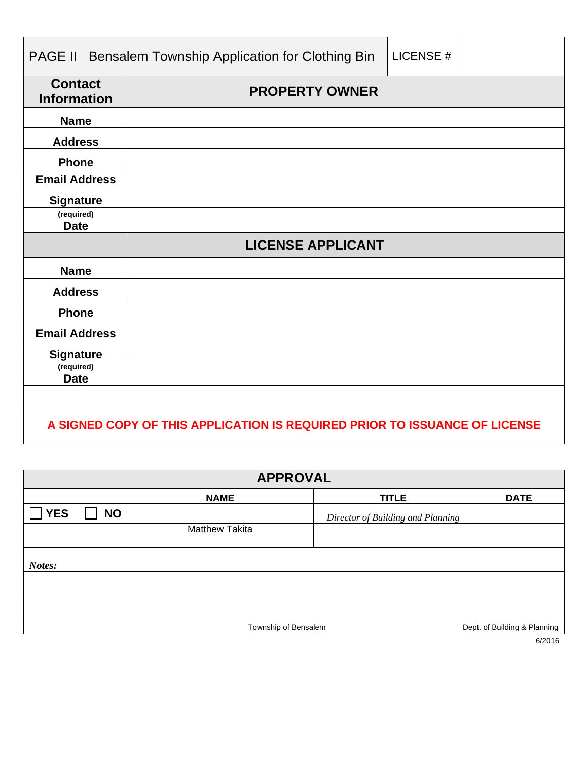| PAGE II Bensalem Township Application for Clothing Bin | LICENSE # | |
|---|---|---|

| Contact Information | PROPERTY OWNER |
|---|---|
| Name | |
| Address | |
| Phone | |
| Email Address | |
| Signature (required) | |
| Date | |
| | **LICENSE APPLICANT** |
| Name | |
| Address | |
| Phone | |
| Email Address | |
| Signature (required) | |
| Date | |
| | |

**A SIGNED COPY OF THIS APPLICATION IS REQUIRED PRIOR TO ISSUANCE OF LICENSE**

## APPROVAL

| | NAME | TITLE | DATE |
|---|---|---|---|
| ☐ YES ☐ NO | | *Director of Building and Planning* | |
| | Matthew Takita | | |

***Notes:***

Township of Bensalem — Dept. of Building & Planning

6/2016